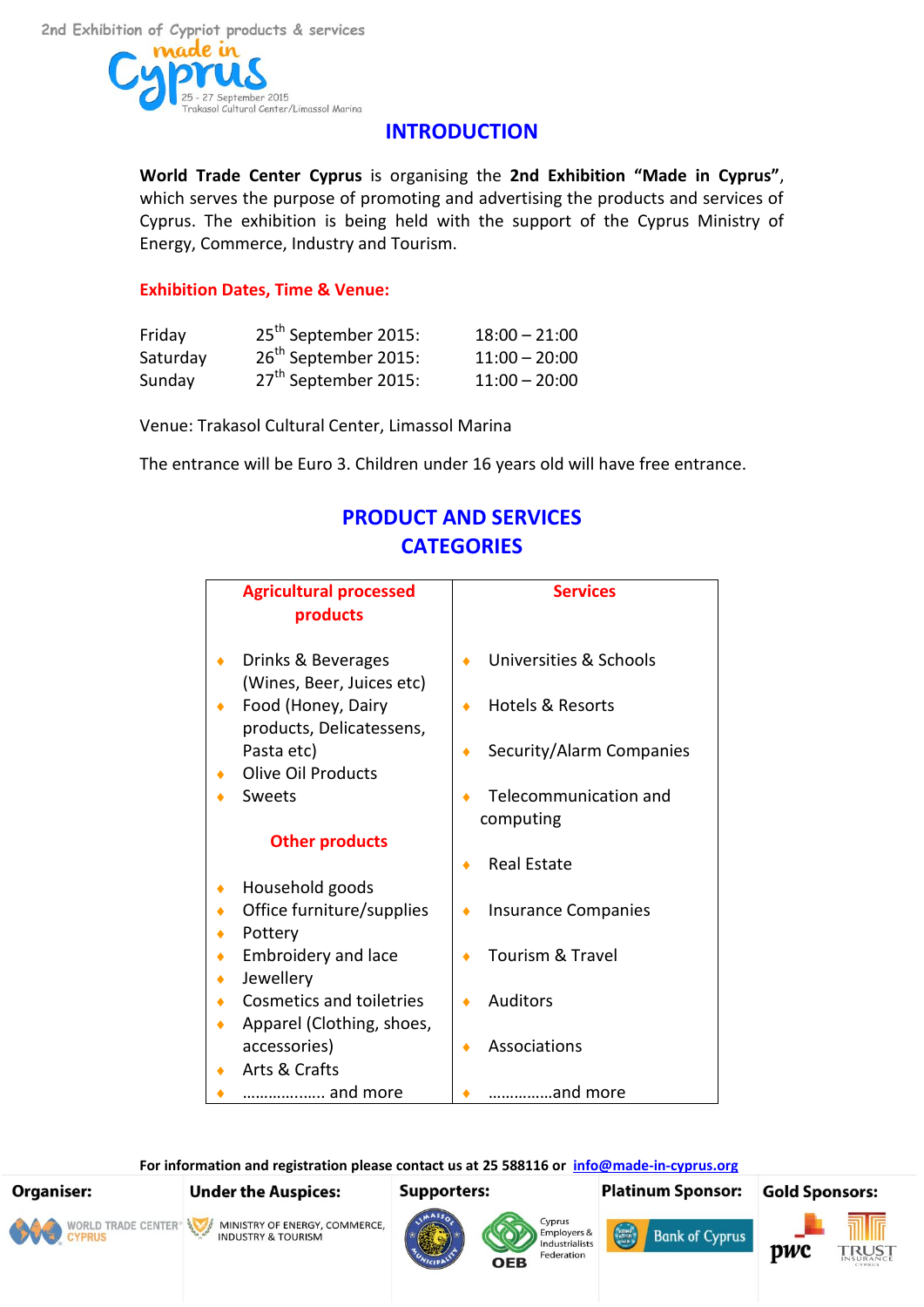2nd Exhibition of Cypriot products & services

made in Cyprus

25 - 27 September 2015
Trakasol Cultural Center/Limassol Marina

## INTRODUCTION

**World Trade Center Cyprus** is organising the **2nd Exhibition "Made in Cyprus"**, which serves the purpose of promoting and advertising the products and services of Cyprus. The exhibition is being held with the support of the Cyprus Ministry of Energy, Commerce, Industry and Tourism.

**Exhibition Dates, Time & Venue:**

| | | |
|---|---|---|
| Friday | 25th September 2015: | 18:00 – 21:00 |
| Saturday | 26th September 2015: | 11:00 – 20:00 |
| Sunday | 27th September 2015: | 11:00 – 20:00 |

Venue: Trakasol Cultural Center, Limassol Marina

The entrance will be Euro 3. Children under 16 years old will have free entrance.

## PRODUCT AND SERVICES CATEGORIES

| Agricultural processed products | Services |
|---|---|
| • Drinks & Beverages (Wines, Beer, Juices etc)<br>• Food (Honey, Dairy products, Delicatessens, Pasta etc)<br>• Olive Oil Products<br>• Sweets<br><br>**Other products**<br><br>• Household goods<br>• Office furniture/supplies<br>• Pottery<br>• Embroidery and lace<br>• Jewellery<br>• Cosmetics and toiletries<br>• Apparel (Clothing, shoes, accessories)<br>• Arts & Crafts<br>• ……………..... and more | • Universities & Schools<br>• Hotels & Resorts<br>• Security/Alarm Companies<br>• Telecommunication and computing<br>• Real Estate<br>• Insurance Companies<br>• Tourism & Travel<br>• Auditors<br>• Associations<br>• ……………and more |

**For information and registration please contact us at 25 588116 or info@made-in-cyprus.org**

**Organiser:** World Trade Center Cyprus

**Under the Auspices:** Ministry of Energy, Commerce, Industry & Tourism

**Supporters:** Limassol Municipality, OEB Cyprus Employers & Industrialists Federation

**Platinum Sponsor:** Bank of Cyprus

**Gold Sponsors:** pwc, Trust Insurance Cyprus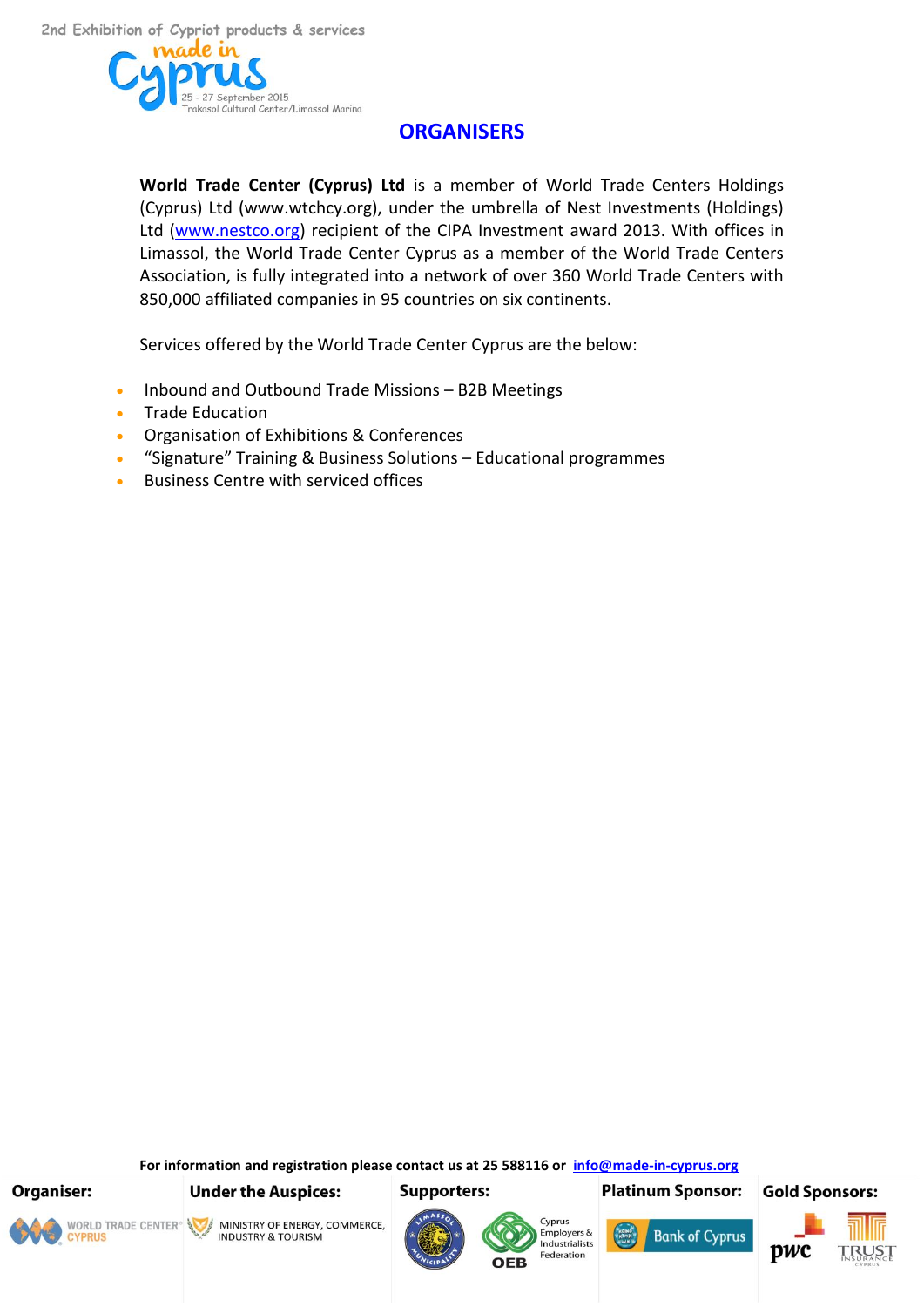## ORGANISERS

**World Trade Center (Cyprus) Ltd** is a member of World Trade Centers Holdings (Cyprus) Ltd (www.wtchcy.org), under the umbrella of Nest Investments (Holdings) Ltd (www.nestco.org) recipient of the CIPA Investment award 2013. With offices in Limassol, the World Trade Center Cyprus as a member of the World Trade Centers Association, is fully integrated into a network of over 360 World Trade Centers with 850,000 affiliated companies in 95 countries on six continents.

Services offered by the World Trade Center Cyprus are the below:

- Inbound and Outbound Trade Missions – B2B Meetings
- Trade Education
- Organisation of Exhibitions & Conferences
- "Signature" Training & Business Solutions – Educational programmes
- Business Centre with serviced offices

**For information and registration please contact us at 25 588116 or info@made-in-cyprus.org**

**Organiser:** World Trade Center Cyprus

**Under the Auspices:** Ministry of Energy, Commerce, Industry & Tourism

**Supporters:** Limassol Municipality, OEB Cyprus Employers & Industrialists Federation

**Platinum Sponsor:** Bank of Cyprus

**Gold Sponsors:** pwc, Trust Insurance Cyprus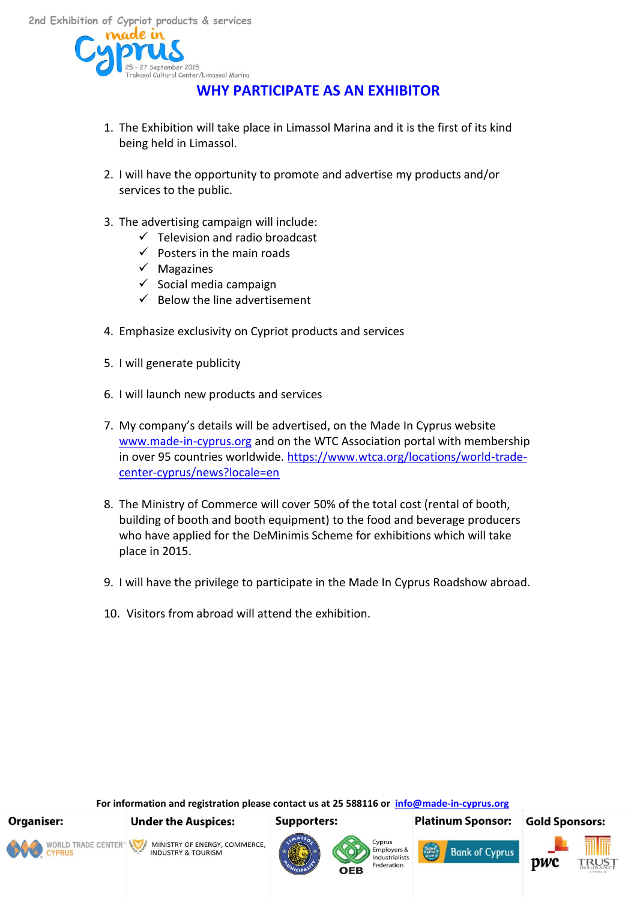2nd Exhibition of Cypriot products & services

made in Cyprus

25 - 27 September 2015
Trakasol Cultural Center/Limassol Marina

## WHY PARTICIPATE AS AN EXHIBITOR

1. The Exhibition will take place in Limassol Marina and it is the first of its kind being held in Limassol.

2. I will have the opportunity to promote and advertise my products and/or services to the public.

3. The advertising campaign will include:
   - ✓ Television and radio broadcast
   - ✓ Posters in the main roads
   - ✓ Magazines
   - ✓ Social media campaign
   - ✓ Below the line advertisement

4. Emphasize exclusivity on Cypriot products and services

5. I will generate publicity

6. I will launch new products and services

7. My company's details will be advertised, on the Made In Cyprus website www.made-in-cyprus.org and on the WTC Association portal with membership in over 95 countries worldwide. https://www.wtca.org/locations/world-trade-center-cyprus/news?locale=en

8. The Ministry of Commerce will cover 50% of the total cost (rental of booth, building of booth and booth equipment) to the food and beverage producers who have applied for the DeMinimis Scheme for exhibitions which will take place in 2015.

9. I will have the privilege to participate in the Made In Cyprus Roadshow abroad.

10. Visitors from abroad will attend the exhibition.

**For information and registration please contact us at 25 588116 or info@made-in-cyprus.org**

**Organiser:** WORLD TRADE CENTER CYPRUS

**Under the Auspices:** MINISTRY OF ENERGY, COMMERCE, INDUSTRY & TOURISM

**Supporters:** Limassol Municipality, OEB Cyprus Employers & Industrialists Federation

**Platinum Sponsor:** Bank of Cyprus

**Gold Sponsors:** pwc, TRUST INSURANCE CYPRUS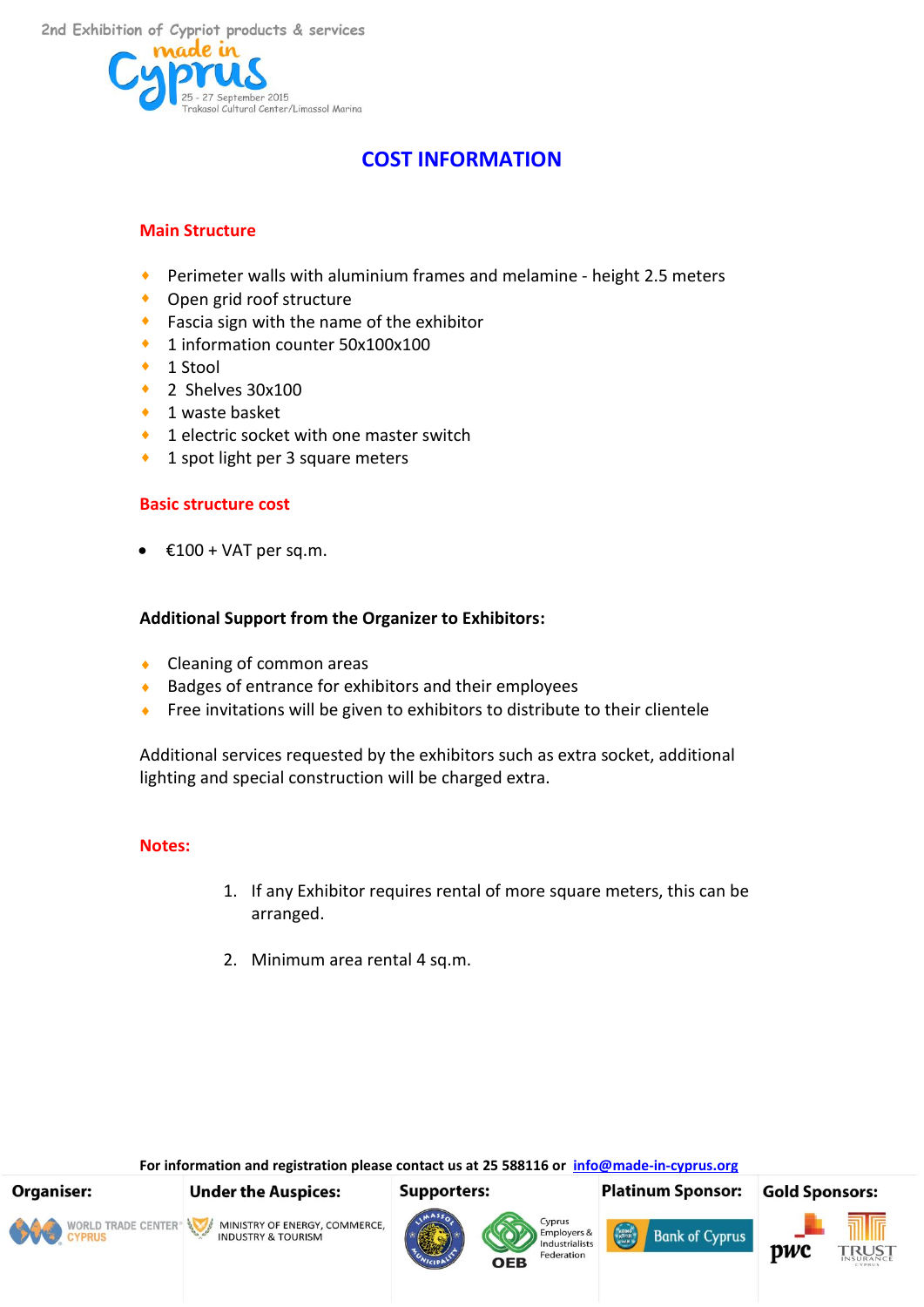# COST INFORMATION

## Main Structure

- Perimeter walls with aluminium frames and melamine - height 2.5 meters
- Open grid roof structure
- Fascia sign with the name of the exhibitor
- 1 information counter 50x100x100
- 1 Stool
- 2 Shelves 30x100
- 1 waste basket
- 1 electric socket with one master switch
- 1 spot light per 3 square meters

## Basic structure cost

- €100 + VAT per sq.m.

**Additional Support from the Organizer to Exhibitors:**

- Cleaning of common areas
- Badges of entrance for exhibitors and their employees
- Free invitations will be given to exhibitors to distribute to their clientele

Additional services requested by the exhibitors such as extra socket, additional lighting and special construction will be charged extra.

## Notes:

1. If any Exhibitor requires rental of more square meters, this can be arranged.
2. Minimum area rental 4 sq.m.

**For information and registration please contact us at 25 588116 or info@made-in-cyprus.org**

**Organiser:** World Trade Center Cyprus

**Under the Auspices:** Ministry of Energy, Commerce, Industry & Tourism

**Supporters:** Limassol Municipality, OEB Cyprus Employers & Industrialists Federation

**Platinum Sponsor:** Bank of Cyprus

**Gold Sponsors:** pwc, Trust Insurance Cyprus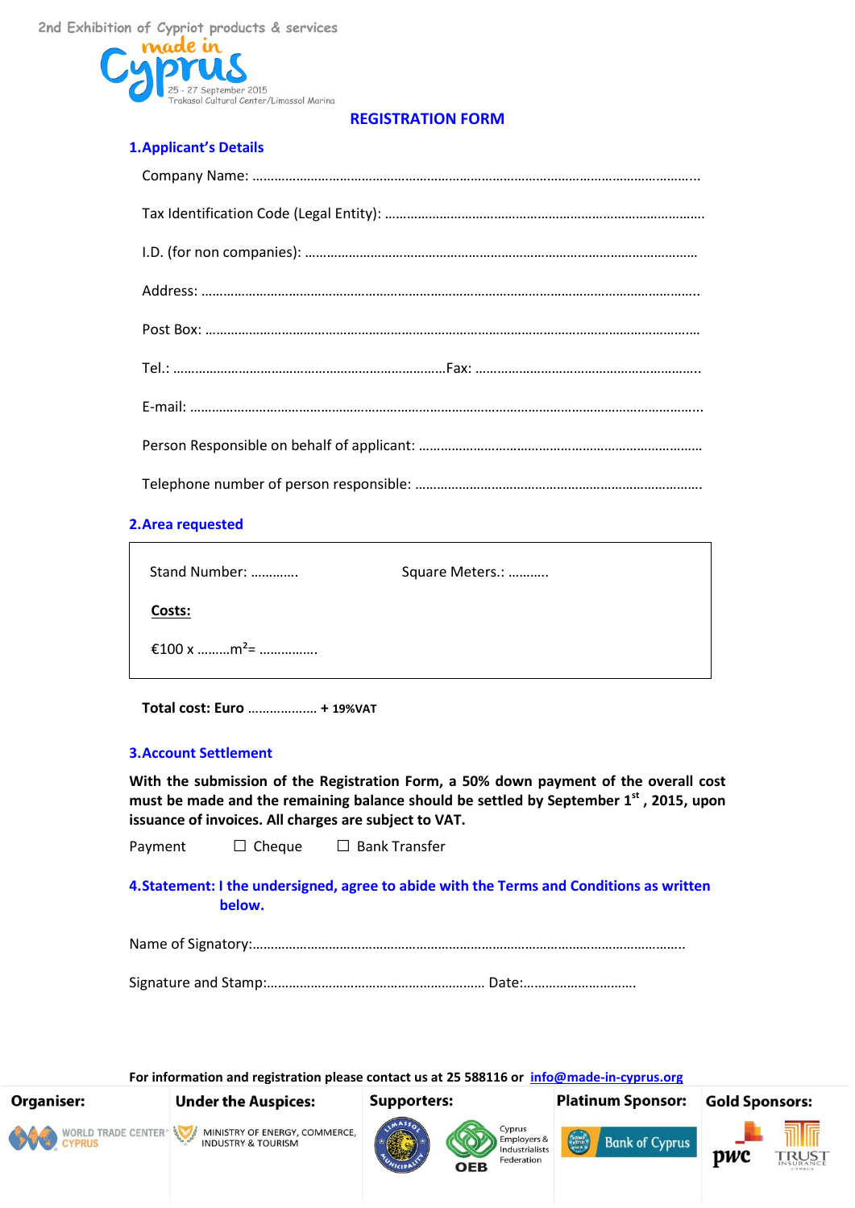2nd Exhibition of Cypriot products & services

made in Cyprus

25 - 27 September 2015
Trakasol Cultural Center/Limassol Marina

## REGISTRATION FORM

### 1. Applicant's Details

Company Name: ……………………………………………………………………………………………………………...

Tax Identification Code (Legal Entity): ……………………………………………………………………………

I.D. (for non companies): ………………………………………………………………………………………

Address: …………………………………………………………………………………………………………………..

Post Box: ……………………………………………………………………………………………………………….

Tel.: …………………………………………………………………Fax: …………………………………………………….

E-mail: ……………………………………………………………………………………………………………………..

Person Responsible on behalf of applicant: ……………………………………………………………………

Telephone number of person responsible: ……………………………………………………………………

### 2. Area requested

Stand Number: …………. Square Meters.: ……….

**Costs:**

€100 x ………$m^2$= …………….

**Total cost: Euro** ………………. **+ 19%VAT**

### 3. Account Settlement

**With the submission of the Registration Form, a 50% down payment of the overall cost must be made and the remaining balance should be settled by September 1st, 2015, upon issuance of invoices. All charges are subject to VAT.**

Payment ☐ Cheque ☐ Bank Transfer

### 4. Statement: I the undersigned, agree to abide with the Terms and Conditions as written below.

Name of Signatory:…………………………………………………………………………………………………………..

Signature and Stamp:…………………………………………………… Date:…………………………

**For information and registration please contact us at 25 588116 or info@made-in-cyprus.org**

| Organiser: | Under the Auspices: | Supporters: | Platinum Sponsor: | Gold Sponsors: |
|---|---|---|---|---|
| WORLD TRADE CENTER CYPRUS | MINISTRY OF ENERGY, COMMERCE, INDUSTRY & TOURISM | Limassol Municipality; OEB Cyprus Employers & Industrialists Federation | Bank of Cyprus | pwc; TRUST INSURANCE CYPRUS |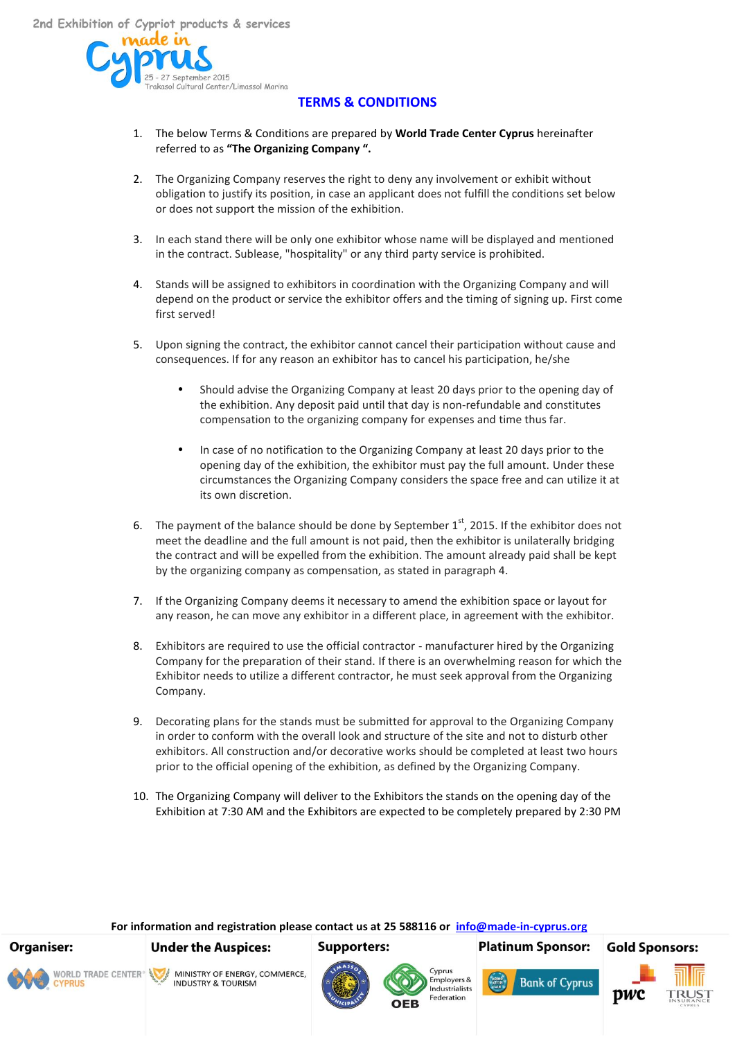2nd Exhibition of Cypriot products & services

made in Cyprus

25 - 27 September 2015
Trakasol Cultural Center/Limassol Marina

## TERMS & CONDITIONS

1. The below Terms & Conditions are prepared by **World Trade Center Cyprus** hereinafter referred to as **"The Organizing Company ".**

2. The Organizing Company reserves the right to deny any involvement or exhibit without obligation to justify its position, in case an applicant does not fulfill the conditions set below or does not support the mission of the exhibition.

3. In each stand there will be only one exhibitor whose name will be displayed and mentioned in the contract. Sublease, "hospitality" or any third party service is prohibited.

4. Stands will be assigned to exhibitors in coordination with the Organizing Company and will depend on the product or service the exhibitor offers and the timing of signing up. First come first served!

5. Upon signing the contract, the exhibitor cannot cancel their participation without cause and consequences. If for any reason an exhibitor has to cancel his participation, he/she

    - Should advise the Organizing Company at least 20 days prior to the opening day of the exhibition. Any deposit paid until that day is non-refundable and constitutes compensation to the organizing company for expenses and time thus far.

    - In case of no notification to the Organizing Company at least 20 days prior to the opening day of the exhibition, the exhibitor must pay the full amount. Under these circumstances the Organizing Company considers the space free and can utilize it at its own discretion.

6. The payment of the balance should be done by September 1st, 2015. If the exhibitor does not meet the deadline and the full amount is not paid, then the exhibitor is unilaterally bridging the contract and will be expelled from the exhibition. The amount already paid shall be kept by the organizing company as compensation, as stated in paragraph 4.

7. If the Organizing Company deems it necessary to amend the exhibition space or layout for any reason, he can move any exhibitor in a different place, in agreement with the exhibitor.

8. Exhibitors are required to use the official contractor - manufacturer hired by the Organizing Company for the preparation of their stand. If there is an overwhelming reason for which the Exhibitor needs to utilize a different contractor, he must seek approval from the Organizing Company.

9. Decorating plans for the stands must be submitted for approval to the Organizing Company in order to conform with the overall look and structure of the site and not to disturb other exhibitors. All construction and/or decorative works should be completed at least two hours prior to the official opening of the exhibition, as defined by the Organizing Company.

10. The Organizing Company will deliver to the Exhibitors the stands on the opening day of the Exhibition at 7:30 AM and the Exhibitors are expected to be completely prepared by 2:30 PM

**For information and registration please contact us at 25 588116 or info@made-in-cyprus.org**

**Organiser:** World Trade Center Cyprus

**Under the Auspices:** Ministry of Energy, Commerce, Industry & Tourism

**Supporters:** Limassol Municipality, OEB Cyprus Employers & Industrialists Federation

**Platinum Sponsor:** Bank of Cyprus

**Gold Sponsors:** pwc, Trust Insurance Cyprus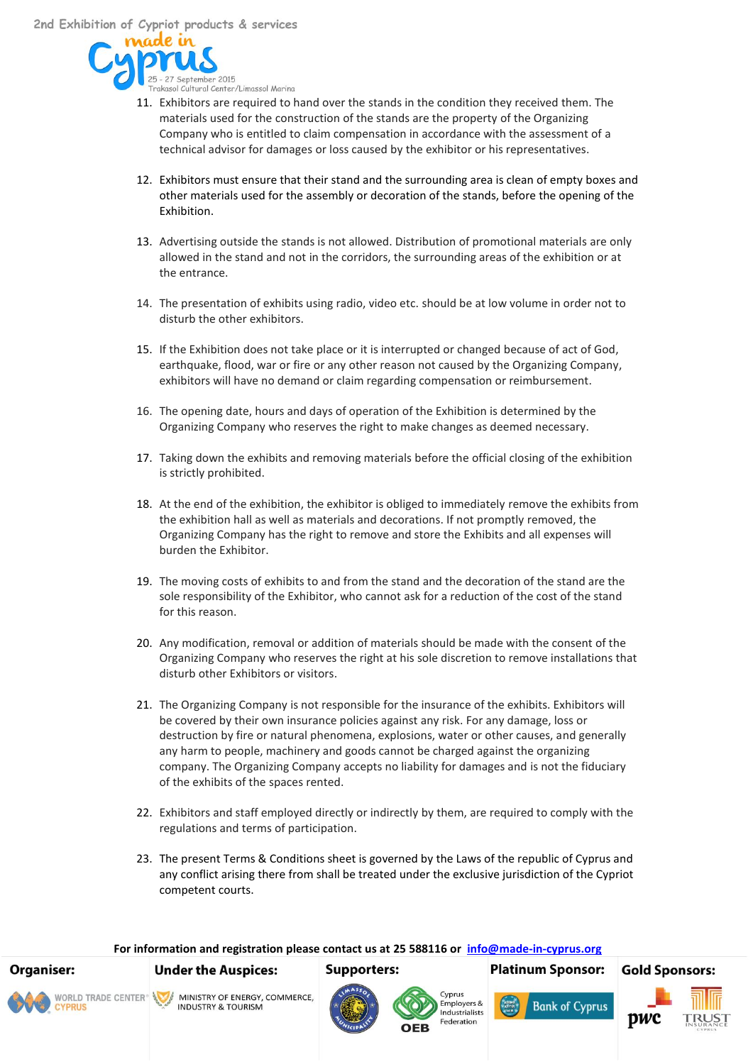11. Exhibitors are required to hand over the stands in the condition they received them. The materials used for the construction of the stands are the property of the Organizing Company who is entitled to claim compensation in accordance with the assessment of a technical advisor for damages or loss caused by the exhibitor or his representatives.

12. Exhibitors must ensure that their stand and the surrounding area is clean of empty boxes and other materials used for the assembly or decoration of the stands, before the opening of the Exhibition.

13. Advertising outside the stands is not allowed. Distribution of promotional materials are only allowed in the stand and not in the corridors, the surrounding areas of the exhibition or at the entrance.

14. The presentation of exhibits using radio, video etc. should be at low volume in order not to disturb the other exhibitors.

15. If the Exhibition does not take place or it is interrupted or changed because of act of God, earthquake, flood, war or fire or any other reason not caused by the Organizing Company, exhibitors will have no demand or claim regarding compensation or reimbursement.

16. The opening date, hours and days of operation of the Exhibition is determined by the Organizing Company who reserves the right to make changes as deemed necessary.

17. Taking down the exhibits and removing materials before the official closing of the exhibition is strictly prohibited.

18. At the end of the exhibition, the exhibitor is obliged to immediately remove the exhibits from the exhibition hall as well as materials and decorations. If not promptly removed, the Organizing Company has the right to remove and store the Exhibits and all expenses will burden the Exhibitor.

19. The moving costs of exhibits to and from the stand and the decoration of the stand are the sole responsibility of the Exhibitor, who cannot ask for a reduction of the cost of the stand for this reason.

20. Any modification, removal or addition of materials should be made with the consent of the Organizing Company who reserves the right at his sole discretion to remove installations that disturb other Exhibitors or visitors.

21. The Organizing Company is not responsible for the insurance of the exhibits. Exhibitors will be covered by their own insurance policies against any risk. For any damage, loss or destruction by fire or natural phenomena, explosions, water or other causes, and generally any harm to people, machinery and goods cannot be charged against the organizing company. The Organizing Company accepts no liability for damages and is not the fiduciary of the exhibits of the spaces rented.

22. Exhibitors and staff employed directly or indirectly by them, are required to comply with the regulations and terms of participation.

23. The present Terms & Conditions sheet is governed by the Laws of the republic of Cyprus and any conflict arising there from shall be treated under the exclusive jurisdiction of the Cypriot competent courts.

**For information and registration please contact us at 25 588116 or info@made-in-cyprus.org**

**Organiser:** World Trade Center Cyprus

**Under the Auspices:** Ministry of Energy, Commerce, Industry & Tourism

**Supporters:** Limassol Municipality, OEB Cyprus Employers & Industrialists Federation

**Platinum Sponsor:** Bank of Cyprus

**Gold Sponsors:** pwc, Trust Insurance Cyprus